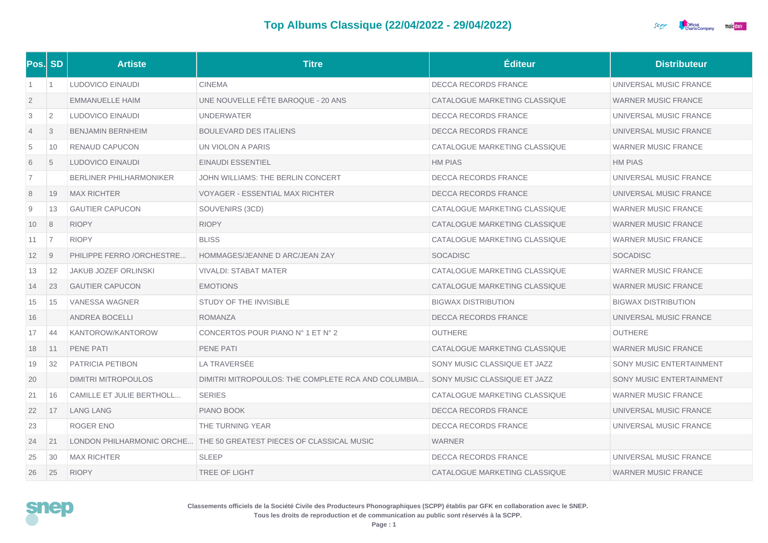# Top Albums Classique (22/04/2022 - 29/04/2022)

| Pos. | SD | Artiste | Titre | Éditeur | Distributeur |
|---|---|---|---|---|---|
| 1 | 1 | LUDOVICO EINAUDI | CINEMA | DECCA RECORDS FRANCE | UNIVERSAL MUSIC FRANCE |
| 2 | | EMMANUELLE HAIM | UNE NOUVELLE FÊTE BAROQUE - 20 ANS | CATALOGUE MARKETING CLASSIQUE | WARNER MUSIC FRANCE |
| 3 | 2 | LUDOVICO EINAUDI | UNDERWATER | DECCA RECORDS FRANCE | UNIVERSAL MUSIC FRANCE |
| 4 | 3 | BENJAMIN BERNHEIM | BOULEVARD DES ITALIENS | DECCA RECORDS FRANCE | UNIVERSAL MUSIC FRANCE |
| 5 | 10 | RENAUD CAPUCON | UN VIOLON A PARIS | CATALOGUE MARKETING CLASSIQUE | WARNER MUSIC FRANCE |
| 6 | 5 | LUDOVICO EINAUDI | EINAUDI ESSENTIEL | HM PIAS | HM PIAS |
| 7 | | BERLINER PHILHARMONIKER | JOHN WILLIAMS: THE BERLIN CONCERT | DECCA RECORDS FRANCE | UNIVERSAL MUSIC FRANCE |
| 8 | 19 | MAX RICHTER | VOYAGER - ESSENTIAL MAX RICHTER | DECCA RECORDS FRANCE | UNIVERSAL MUSIC FRANCE |
| 9 | 13 | GAUTIER CAPUCON | SOUVENIRS (3CD) | CATALOGUE MARKETING CLASSIQUE | WARNER MUSIC FRANCE |
| 10 | 8 | RIOPY | RIOPY | CATALOGUE MARKETING CLASSIQUE | WARNER MUSIC FRANCE |
| 11 | 7 | RIOPY | BLISS | CATALOGUE MARKETING CLASSIQUE | WARNER MUSIC FRANCE |
| 12 | 9 | PHILIPPE FERRO /ORCHESTRE... | HOMMAGES/JEANNE D ARC/JEAN ZAY | SOCADISC | SOCADISC |
| 13 | 12 | JAKUB JOZEF ORLINSKI | VIVALDI: STABAT MATER | CATALOGUE MARKETING CLASSIQUE | WARNER MUSIC FRANCE |
| 14 | 23 | GAUTIER CAPUCON | EMOTIONS | CATALOGUE MARKETING CLASSIQUE | WARNER MUSIC FRANCE |
| 15 | 15 | VANESSA WAGNER | STUDY OF THE INVISIBLE | BIGWAX DISTRIBUTION | BIGWAX DISTRIBUTION |
| 16 | | ANDREA BOCELLI | ROMANZA | DECCA RECORDS FRANCE | UNIVERSAL MUSIC FRANCE |
| 17 | 44 | KANTOROW/KANTOROW | CONCERTOS POUR PIANO N° 1 ET N° 2 | OUTHERE | OUTHERE |
| 18 | 11 | PENE PATI | PENE PATI | CATALOGUE MARKETING CLASSIQUE | WARNER MUSIC FRANCE |
| 19 | 32 | PATRICIA PETIBON | LA TRAVERSÉE | SONY MUSIC CLASSIQUE ET JAZZ | SONY MUSIC ENTERTAINMENT |
| 20 | | DIMITRI MITROPOULOS | DIMITRI MITROPOULOS: THE COMPLETE RCA AND COLUMBIA... | SONY MUSIC CLASSIQUE ET JAZZ | SONY MUSIC ENTERTAINMENT |
| 21 | 16 | CAMILLE ET JULIE BERTHOLL... | SERIES | CATALOGUE MARKETING CLASSIQUE | WARNER MUSIC FRANCE |
| 22 | 17 | LANG LANG | PIANO BOOK | DECCA RECORDS FRANCE | UNIVERSAL MUSIC FRANCE |
| 23 | | ROGER ENO | THE TURNING YEAR | DECCA RECORDS FRANCE | UNIVERSAL MUSIC FRANCE |
| 24 | 21 | LONDON PHILHARMONIC ORCHE... | THE 50 GREATEST PIECES OF CLASSICAL MUSIC | WARNER | |
| 25 | 30 | MAX RICHTER | SLEEP | DECCA RECORDS FRANCE | UNIVERSAL MUSIC FRANCE |
| 26 | 25 | RIOPY | TREE OF LIGHT | CATALOGUE MARKETING CLASSIQUE | WARNER MUSIC FRANCE |

**Classements officiels de la Société Civile des Producteurs Phonographiques (SCPP) établis par GFK en collaboration avec le SNEP.**
**Tous les droits de reproduction et de communication au public sont réservés à la SCPP.**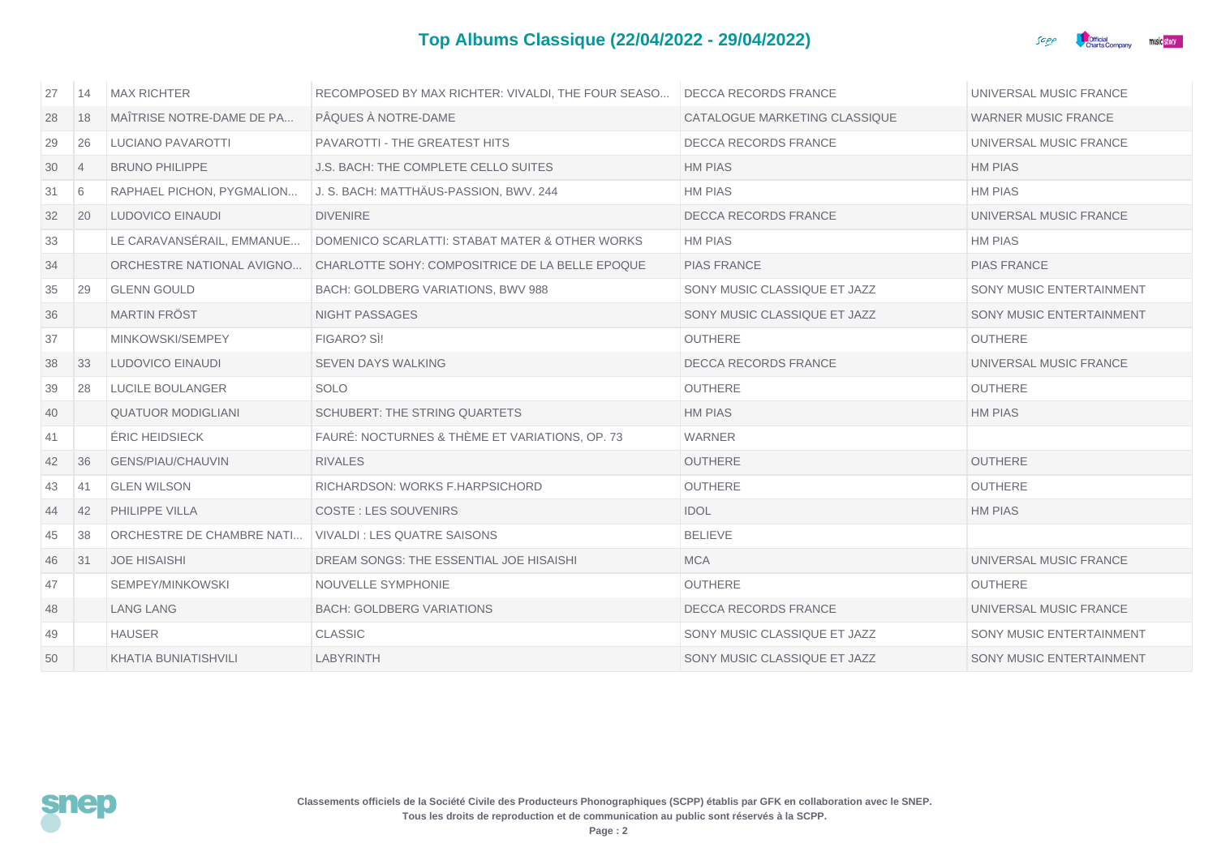## Top Albums Classique (22/04/2022 - 29/04/2022)

| | | | | | |
|---|---|---|---|---|---|
| 27 | 14 | MAX RICHTER | RECOMPOSED BY MAX RICHTER: VIVALDI, THE FOUR SEASO... | DECCA RECORDS FRANCE | UNIVERSAL MUSIC FRANCE |
| 28 | 18 | MAÎTRISE NOTRE-DAME DE PA... | PÂQUES À NOTRE-DAME | CATALOGUE MARKETING CLASSIQUE | WARNER MUSIC FRANCE |
| 29 | 26 | LUCIANO PAVAROTTI | PAVAROTTI - THE GREATEST HITS | DECCA RECORDS FRANCE | UNIVERSAL MUSIC FRANCE |
| 30 | 4 | BRUNO PHILIPPE | J.S. BACH: THE COMPLETE CELLO SUITES | HM PIAS | HM PIAS |
| 31 | 6 | RAPHAEL PICHON, PYGMALION... | J. S. BACH: MATTHÄUS-PASSION, BWV. 244 | HM PIAS | HM PIAS |
| 32 | 20 | LUDOVICO EINAUDI | DIVENIRE | DECCA RECORDS FRANCE | UNIVERSAL MUSIC FRANCE |
| 33 | | LE CARAVANSÉRAIL, EMMANUE... | DOMENICO SCARLATTI: STABAT MATER & OTHER WORKS | HM PIAS | HM PIAS |
| 34 | | ORCHESTRE NATIONAL AVIGNO... | CHARLOTTE SOHY: COMPOSITRICE DE LA BELLE EPOQUE | PIAS FRANCE | PIAS FRANCE |
| 35 | 29 | GLENN GOULD | BACH: GOLDBERG VARIATIONS, BWV 988 | SONY MUSIC CLASSIQUE ET JAZZ | SONY MUSIC ENTERTAINMENT |
| 36 | | MARTIN FRÖST | NIGHT PASSAGES | SONY MUSIC CLASSIQUE ET JAZZ | SONY MUSIC ENTERTAINMENT |
| 37 | | MINKOWSKI/SEMPEY | FIGARO? SÌ! | OUTHERE | OUTHERE |
| 38 | 33 | LUDOVICO EINAUDI | SEVEN DAYS WALKING | DECCA RECORDS FRANCE | UNIVERSAL MUSIC FRANCE |
| 39 | 28 | LUCILE BOULANGER | SOLO | OUTHERE | OUTHERE |
| 40 | | QUATUOR MODIGLIANI | SCHUBERT: THE STRING QUARTETS | HM PIAS | HM PIAS |
| 41 | | ÉRIC HEIDSIECK | FAURÉ: NOCTURNES & THÈME ET VARIATIONS, OP. 73 | WARNER | |
| 42 | 36 | GENS/PIAU/CHAUVIN | RIVALES | OUTHERE | OUTHERE |
| 43 | 41 | GLEN WILSON | RICHARDSON: WORKS F.HARPSICHORD | OUTHERE | OUTHERE |
| 44 | 42 | PHILIPPE VILLA | COSTE : LES SOUVENIRS | IDOL | HM PIAS |
| 45 | 38 | ORCHESTRE DE CHAMBRE NATI... | VIVALDI : LES QUATRE SAISONS | BELIEVE | |
| 46 | 31 | JOE HISAISHI | DREAM SONGS: THE ESSENTIAL JOE HISAISHI | MCA | UNIVERSAL MUSIC FRANCE |
| 47 | | SEMPEY/MINKOWSKI | NOUVELLE SYMPHONIE | OUTHERE | OUTHERE |
| 48 | | LANG LANG | BACH: GOLDBERG VARIATIONS | DECCA RECORDS FRANCE | UNIVERSAL MUSIC FRANCE |
| 49 | | HAUSER | CLASSIC | SONY MUSIC CLASSIQUE ET JAZZ | SONY MUSIC ENTERTAINMENT |
| 50 | | KHATIA BUNIATISHVILI | LABYRINTH | SONY MUSIC CLASSIQUE ET JAZZ | SONY MUSIC ENTERTAINMENT |

**Classements officiels de la Société Civile des Producteurs Phonographiques (SCPP) établis par GFK en collaboration avec le SNEP.**
**Tous les droits de reproduction et de communication au public sont réservés à la SCPP.**